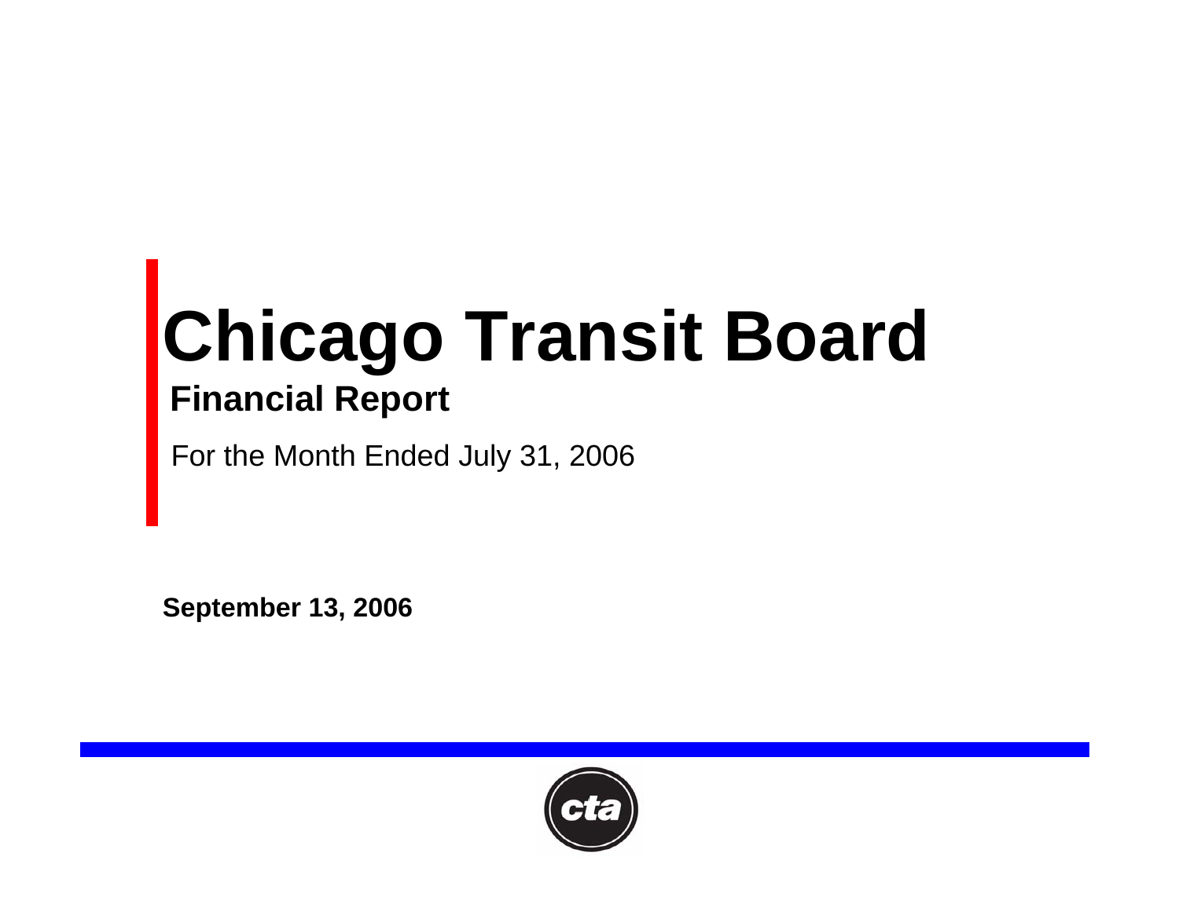# Chicago Transit Board

## Financial Report

For the Month Ended July 31, 2006

**September 13, 2006**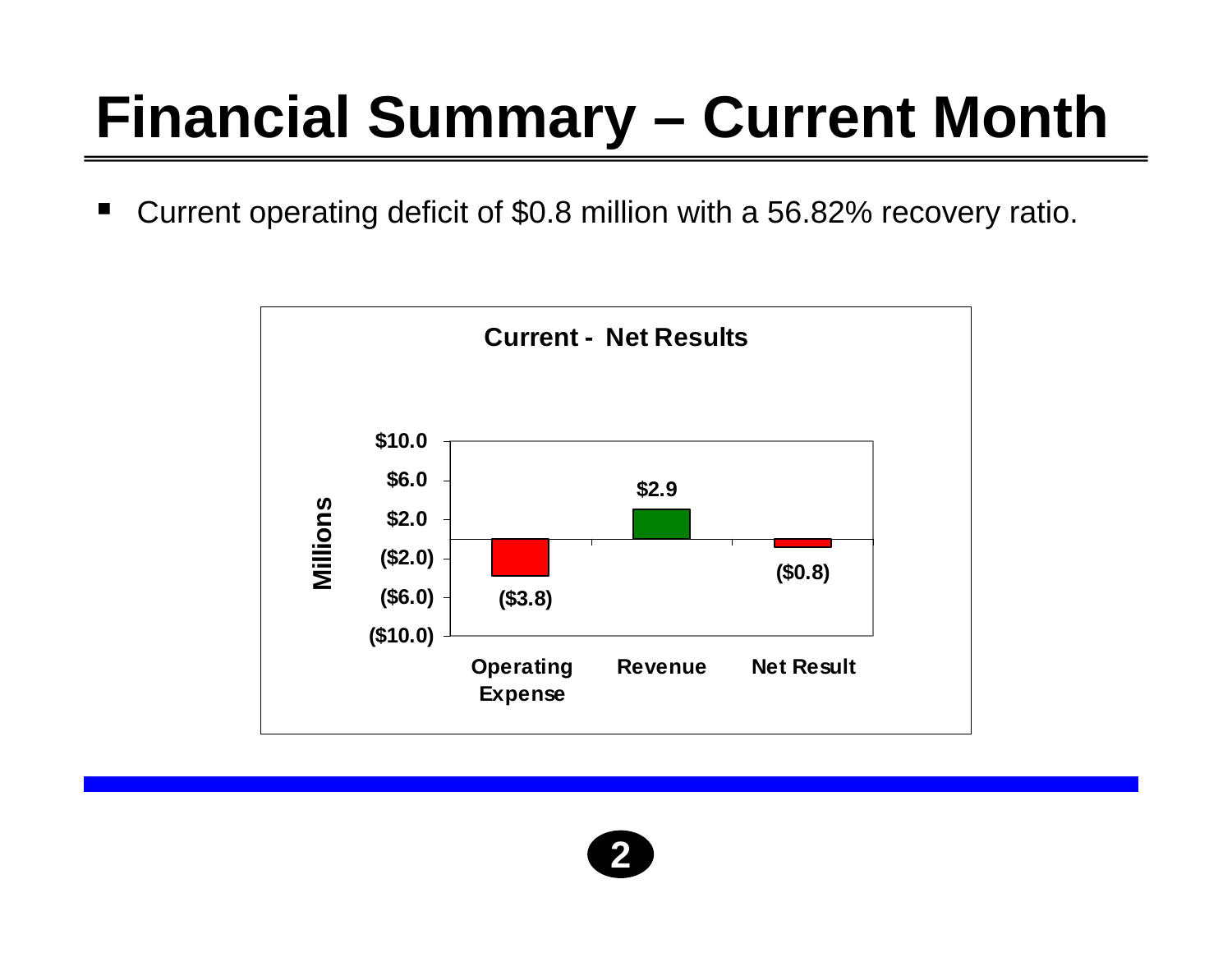# Financial Summary – Current Month

- Current operating deficit of $0.8 million with a 56.82% recovery ratio.

**Current - Net Results**

| | Operating Expense | Revenue | Net Result |
|---|---|---|---|
| Millions | ($3.8) | $2.9 | ($0.8) |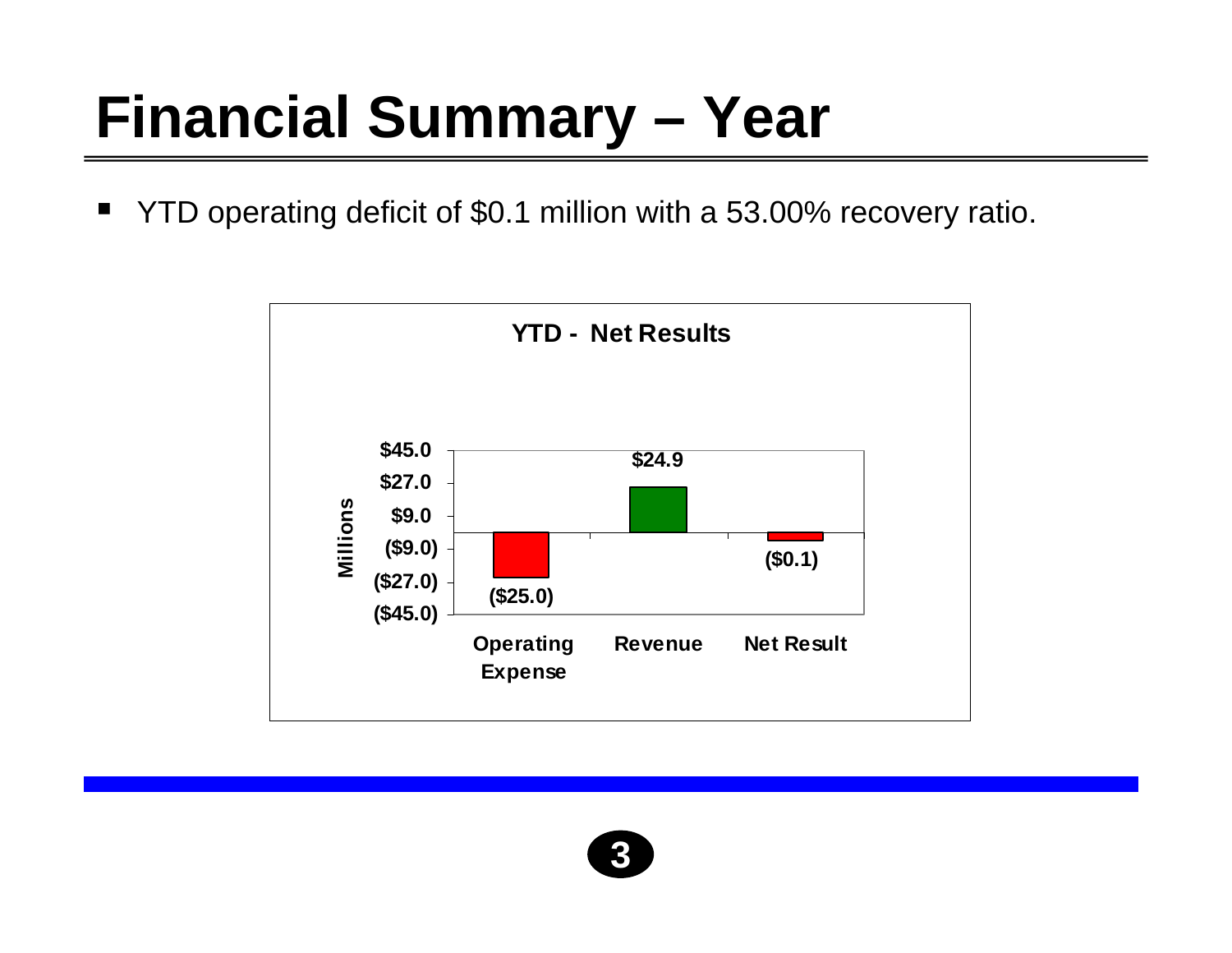# Financial Summary – Year

- YTD operating deficit of $0.1 million with a 53.00% recovery ratio.

**YTD - Net Results**

| | Operating Expense | Revenue | Net Result |
|---|---|---|---|
| Millions | ($25.0) | $24.9 | ($0.1) |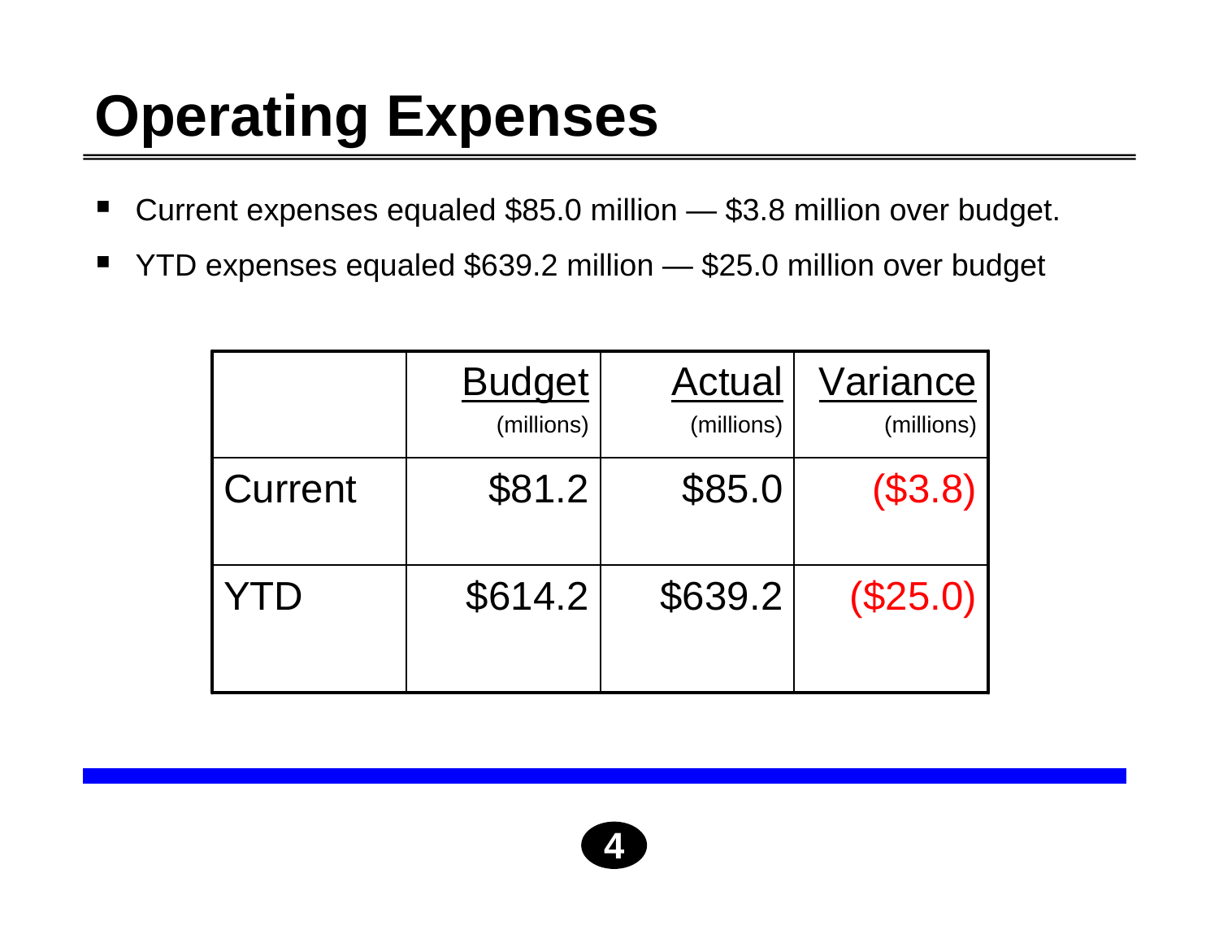# Operating Expenses

- Current expenses equaled $85.0 million — $3.8 million over budget.
- YTD expenses equaled $639.2 million — $25.0 million over budget

| | Budget (millions) | Actual (millions) | Variance (millions) |
|---|---|---|---|
| Current | $81.2 | $85.0 | ($3.8) |
| YTD | $614.2 | $639.2 | ($25.0) |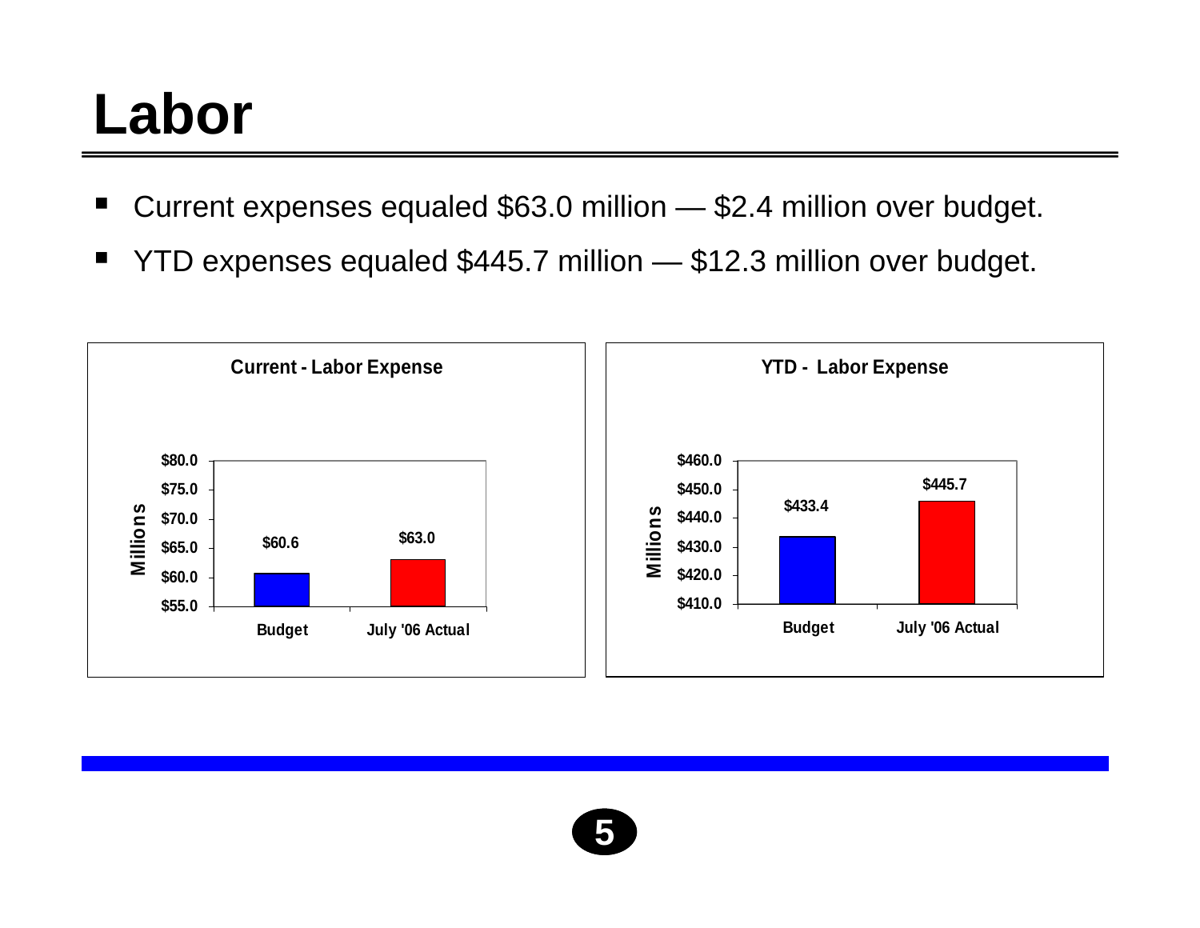# Labor

- Current expenses equaled $63.0 million — $2.4 million over budget.
- YTD expenses equaled $445.7 million — $12.3 million over budget.

**Current - Labor Expense**

| | Millions |
|---|---|
| Budget | $60.6 |
| July '06 Actual | $63.0 |

**YTD - Labor Expense**

| | Millions |
|---|---|
| Budget | $433.4 |
| July '06 Actual | $445.7 |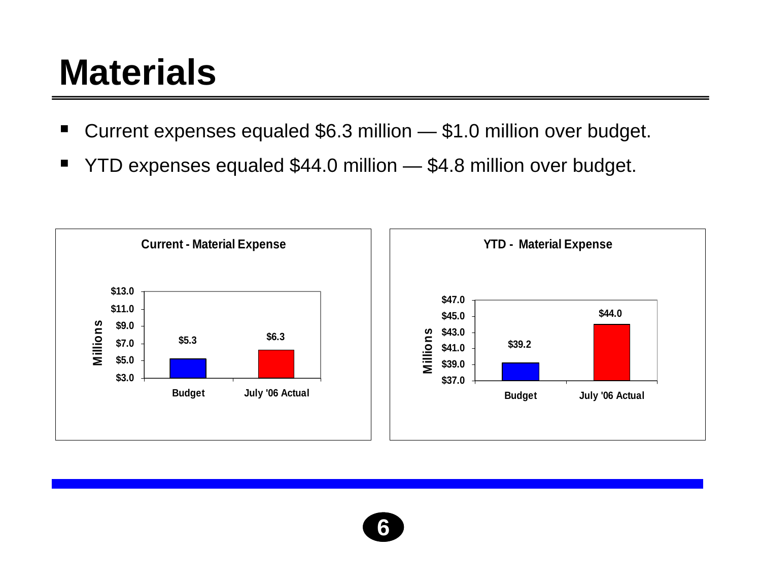# Materials

- Current expenses equaled $6.3 million — $1.0 million over budget.
- YTD expenses equaled $44.0 million — $4.8 million over budget.

**Current - Material Expense**

| | Budget | July '06 Actual |
|---|---|---|
| Millions | $5.3 | $6.3 |

**YTD - Material Expense**

| | Budget | July '06 Actual |
|---|---|---|
| Millions | $39.2 | $44.0 |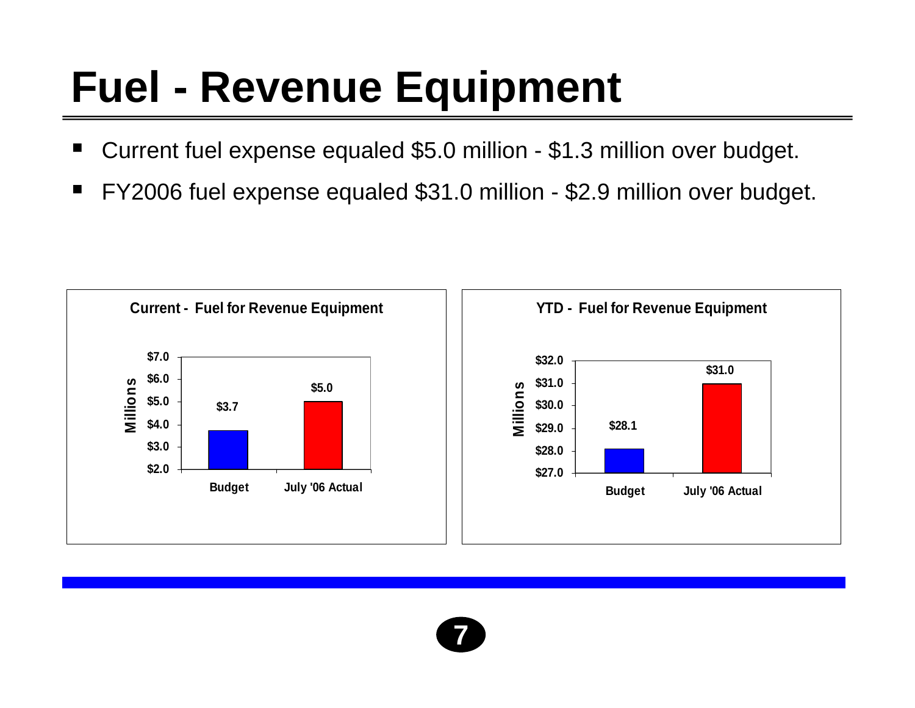# Fuel - Revenue Equipment

- Current fuel expense equaled $5.0 million - $1.3 million over budget.
- FY2006 fuel expense equaled $31.0 million - $2.9 million over budget.

**Current - Fuel for Revenue Equipment**

| | Budget | July '06 Actual |
|---|---|---|
| Millions | $3.7 | $5.0 |

**YTD - Fuel for Revenue Equipment**

| | Budget | July '06 Actual |
|---|---|---|
| Millions | $28.1 | $31.0 |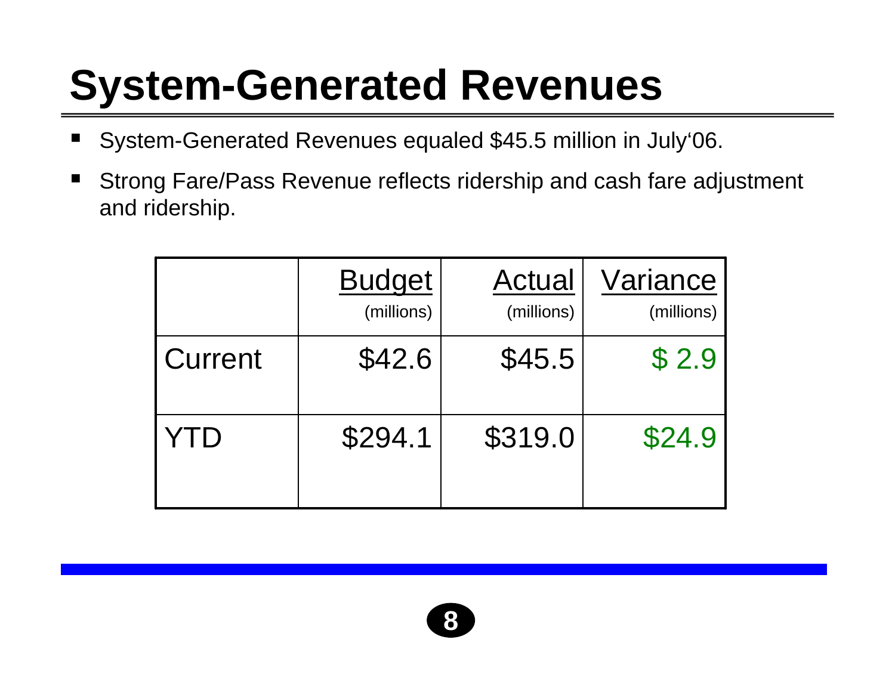# System-Generated Revenues

- System-Generated Revenues equaled $45.5 million in July'06.
- Strong Fare/Pass Revenue reflects ridership and cash fare adjustment and ridership.

| | Budget (millions) | Actual (millions) | Variance (millions) |
|---|---|---|---|
| Current | $42.6 | $45.5 | $ 2.9 |
| YTD | $294.1 | $319.0 | $24.9 |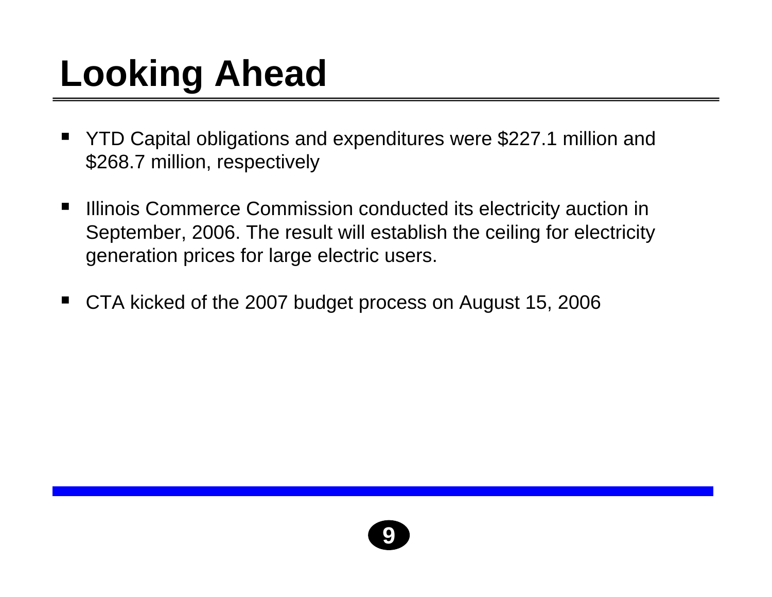# Looking Ahead

- YTD Capital obligations and expenditures were $227.1 million and $268.7 million, respectively
- Illinois Commerce Commission conducted its electricity auction in September, 2006. The result will establish the ceiling for electricity generation prices for large electric users.
- CTA kicked of the 2007 budget process on August 15, 2006